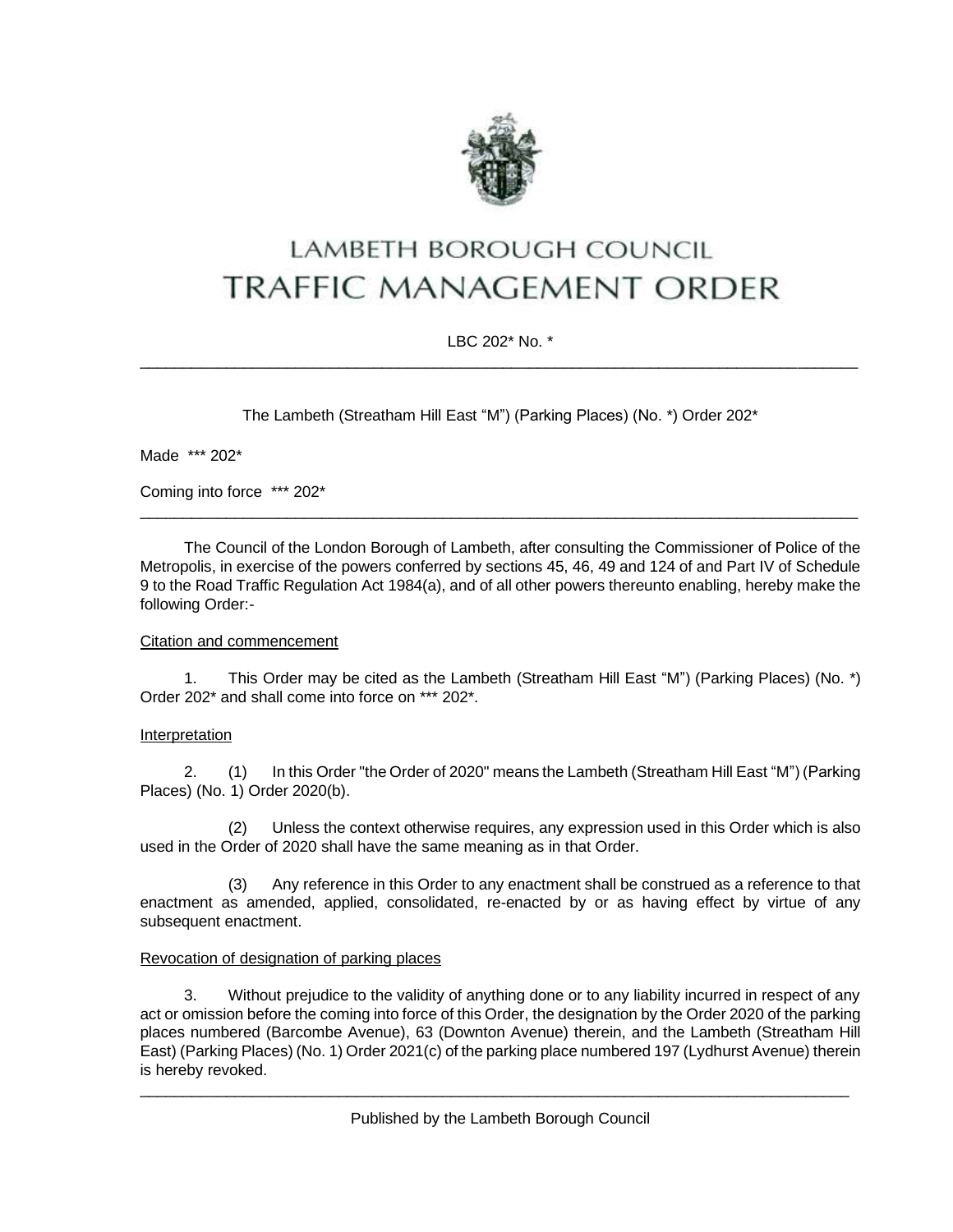# LAMBETH BOROUGH COUNCIL
# TRAFFIC MANAGEMENT ORDER

LBC 202* No. *

---

The Lambeth (Streatham Hill East "M") (Parking Places) (No. *) Order 202*

Made *** 202*

Coming into force *** 202*

---

The Council of the London Borough of Lambeth, after consulting the Commissioner of Police of the Metropolis, in exercise of the powers conferred by sections 45, 46, 49 and 124 of and Part IV of Schedule 9 to the Road Traffic Regulation Act 1984(a), and of all other powers thereunto enabling, hereby make the following Order:-

Citation and commencement

1. This Order may be cited as the Lambeth (Streatham Hill East "M") (Parking Places) (No. *) Order 202* and shall come into force on *** 202*.

Interpretation

2. (1) In this Order "the Order of 2020" means the Lambeth (Streatham Hill East "M") (Parking Places) (No. 1) Order 2020(b).

(2) Unless the context otherwise requires, any expression used in this Order which is also used in the Order of 2020 shall have the same meaning as in that Order.

(3) Any reference in this Order to any enactment shall be construed as a reference to that enactment as amended, applied, consolidated, re-enacted by or as having effect by virtue of any subsequent enactment.

Revocation of designation of parking places

3. Without prejudice to the validity of anything done or to any liability incurred in respect of any act or omission before the coming into force of this Order, the designation by the Order 2020 of the parking places numbered (Barcombe Avenue), 63 (Downton Avenue) therein, and the Lambeth (Streatham Hill East) (Parking Places) (No. 1) Order 2021(c) of the parking place numbered 197 (Lydhurst Avenue) therein is hereby revoked.

---

Published by the Lambeth Borough Council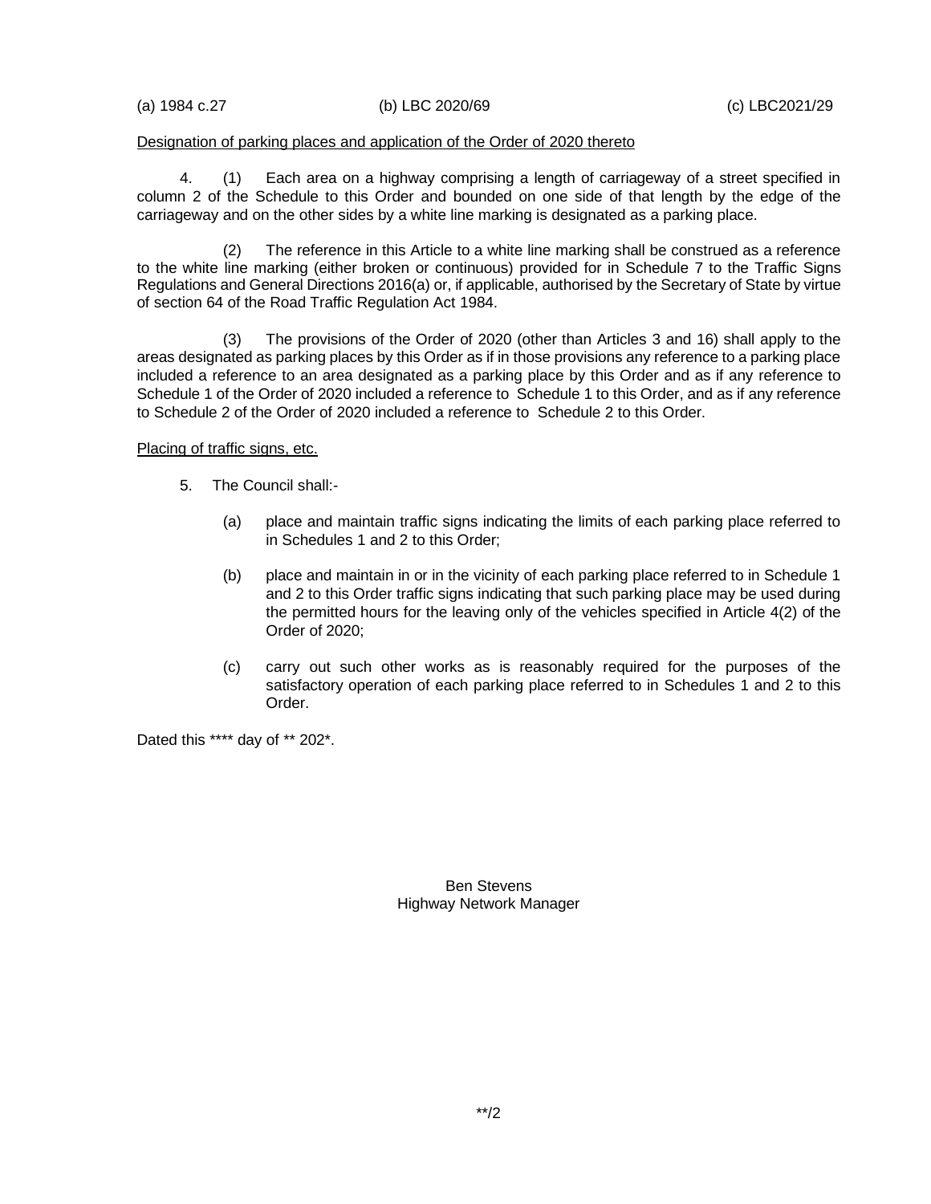(a) 1984 c.27 (b) LBC 2020/69 (c) LBC2021/29

Designation of parking places and application of the Order of 2020 thereto

4. (1) Each area on a highway comprising a length of carriageway of a street specified in column 2 of the Schedule to this Order and bounded on one side of that length by the edge of the carriageway and on the other sides by a white line marking is designated as a parking place.

(2) The reference in this Article to a white line marking shall be construed as a reference to the white line marking (either broken or continuous) provided for in Schedule 7 to the Traffic Signs Regulations and General Directions 2016(a) or, if applicable, authorised by the Secretary of State by virtue of section 64 of the Road Traffic Regulation Act 1984.

(3) The provisions of the Order of 2020 (other than Articles 3 and 16) shall apply to the areas designated as parking places by this Order as if in those provisions any reference to a parking place included a reference to an area designated as a parking place by this Order and as if any reference to Schedule 1 of the Order of 2020 included a reference to Schedule 1 to this Order, and as if any reference to Schedule 2 of the Order of 2020 included a reference to Schedule 2 to this Order.

Placing of traffic signs, etc.

5. The Council shall:-

(a) place and maintain traffic signs indicating the limits of each parking place referred to in Schedules 1 and 2 to this Order;

(b) place and maintain in or in the vicinity of each parking place referred to in Schedule 1 and 2 to this Order traffic signs indicating that such parking place may be used during the permitted hours for the leaving only of the vehicles specified in Article 4(2) of the Order of 2020;

(c) carry out such other works as is reasonably required for the purposes of the satisfactory operation of each parking place referred to in Schedules 1 and 2 to this Order.

Dated this **** day of ** 202*.

Ben Stevens
Highway Network Manager

**/2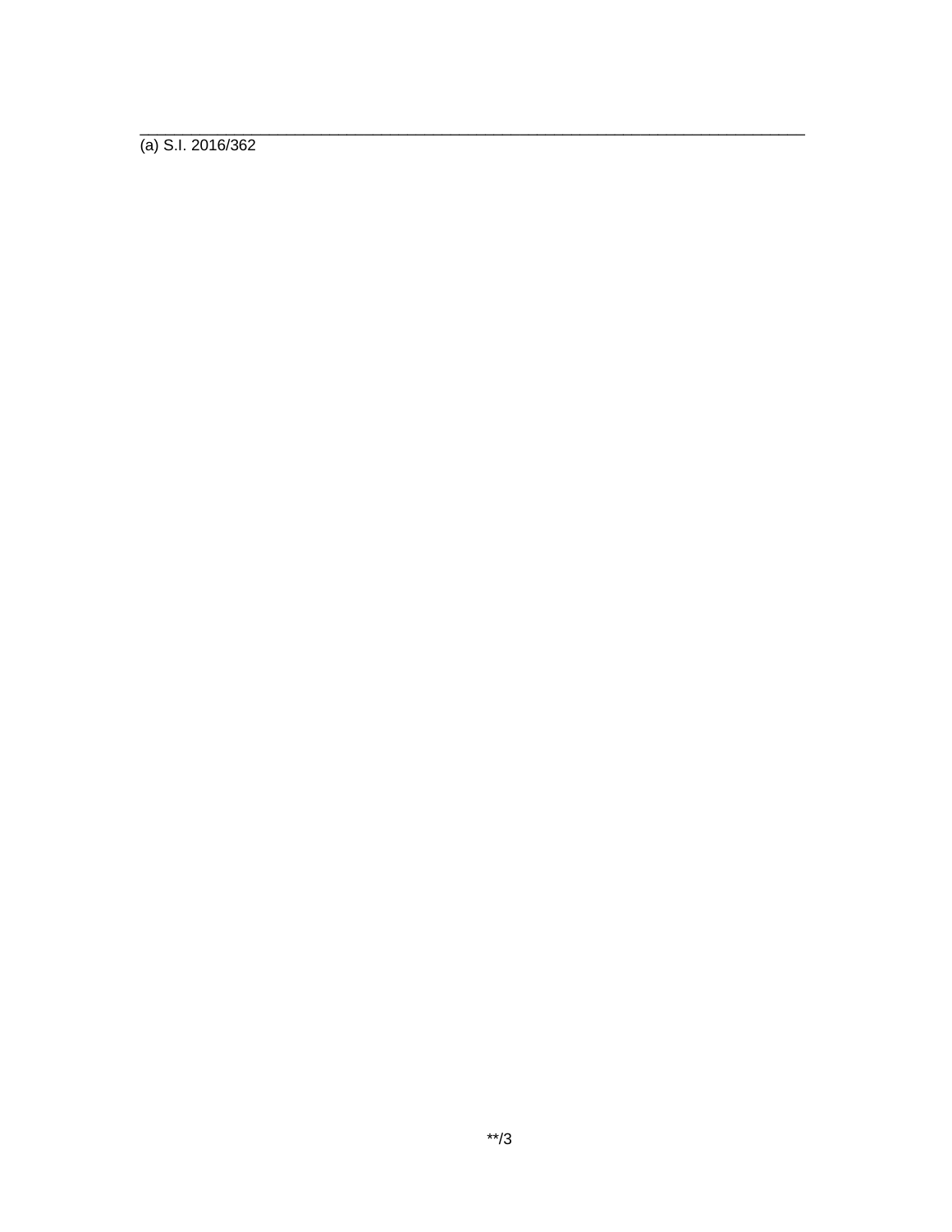(a) S.I. 2016/362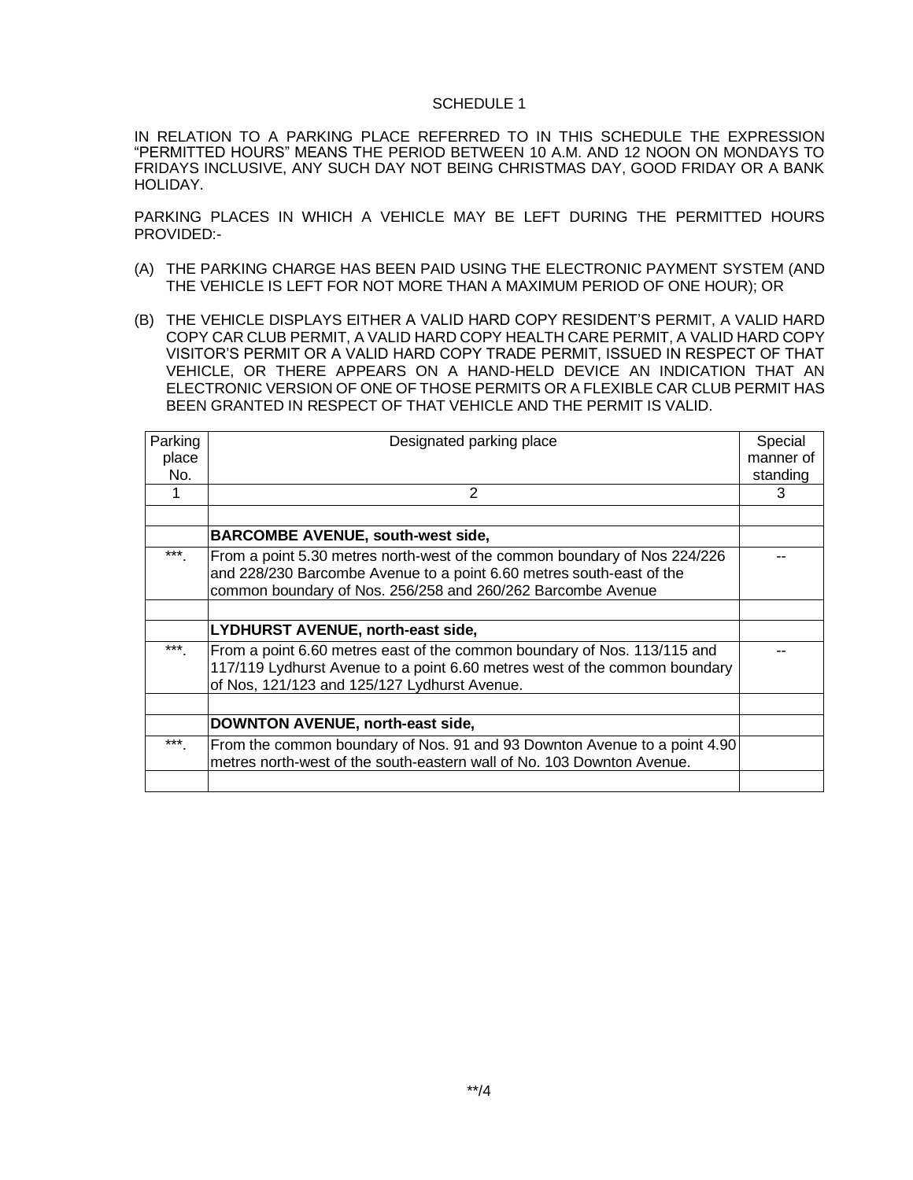SCHEDULE 1

IN RELATION TO A PARKING PLACE REFERRED TO IN THIS SCHEDULE THE EXPRESSION "PERMITTED HOURS" MEANS THE PERIOD BETWEEN 10 A.M. AND 12 NOON ON MONDAYS TO FRIDAYS INCLUSIVE, ANY SUCH DAY NOT BEING CHRISTMAS DAY, GOOD FRIDAY OR A BANK HOLIDAY.

PARKING PLACES IN WHICH A VEHICLE MAY BE LEFT DURING THE PERMITTED HOURS PROVIDED:-

(A) THE PARKING CHARGE HAS BEEN PAID USING THE ELECTRONIC PAYMENT SYSTEM (AND THE VEHICLE IS LEFT FOR NOT MORE THAN A MAXIMUM PERIOD OF ONE HOUR); OR

(B) THE VEHICLE DISPLAYS EITHER A VALID HARD COPY RESIDENT'S PERMIT, A VALID HARD COPY CAR CLUB PERMIT, A VALID HARD COPY HEALTH CARE PERMIT, A VALID HARD COPY VISITOR'S PERMIT OR A VALID HARD COPY TRADE PERMIT, ISSUED IN RESPECT OF THAT VEHICLE, OR THERE APPEARS ON A HAND-HELD DEVICE AN INDICATION THAT AN ELECTRONIC VERSION OF ONE OF THOSE PERMITS OR A FLEXIBLE CAR CLUB PERMIT HAS BEEN GRANTED IN RESPECT OF THAT VEHICLE AND THE PERMIT IS VALID.

| Parking place No. | Designated parking place | Special manner of standing |
|---|---|---|
| 1 | 2 | 3 |
| | | |
| | **BARCOMBE AVENUE, south-west side,** | |
| ***. | From a point 5.30 metres north-west of the common boundary of Nos 224/226 and 228/230 Barcombe Avenue to a point 6.60 metres south-east of the common boundary of Nos. 256/258 and 260/262 Barcombe Avenue | -- |
| | | |
| | **LYDHURST AVENUE, north-east side,** | |
| ***. | From a point 6.60 metres east of the common boundary of Nos. 113/115 and 117/119 Lydhurst Avenue to a point 6.60 metres west of the common boundary of Nos, 121/123 and 125/127 Lydhurst Avenue. | -- |
| | | |
| | **DOWNTON AVENUE, north-east side,** | |
| ***. | From the common boundary of Nos. 91 and 93 Downton Avenue to a point 4.90 metres north-west of the south-eastern wall of No. 103 Downton Avenue. | |
| | | |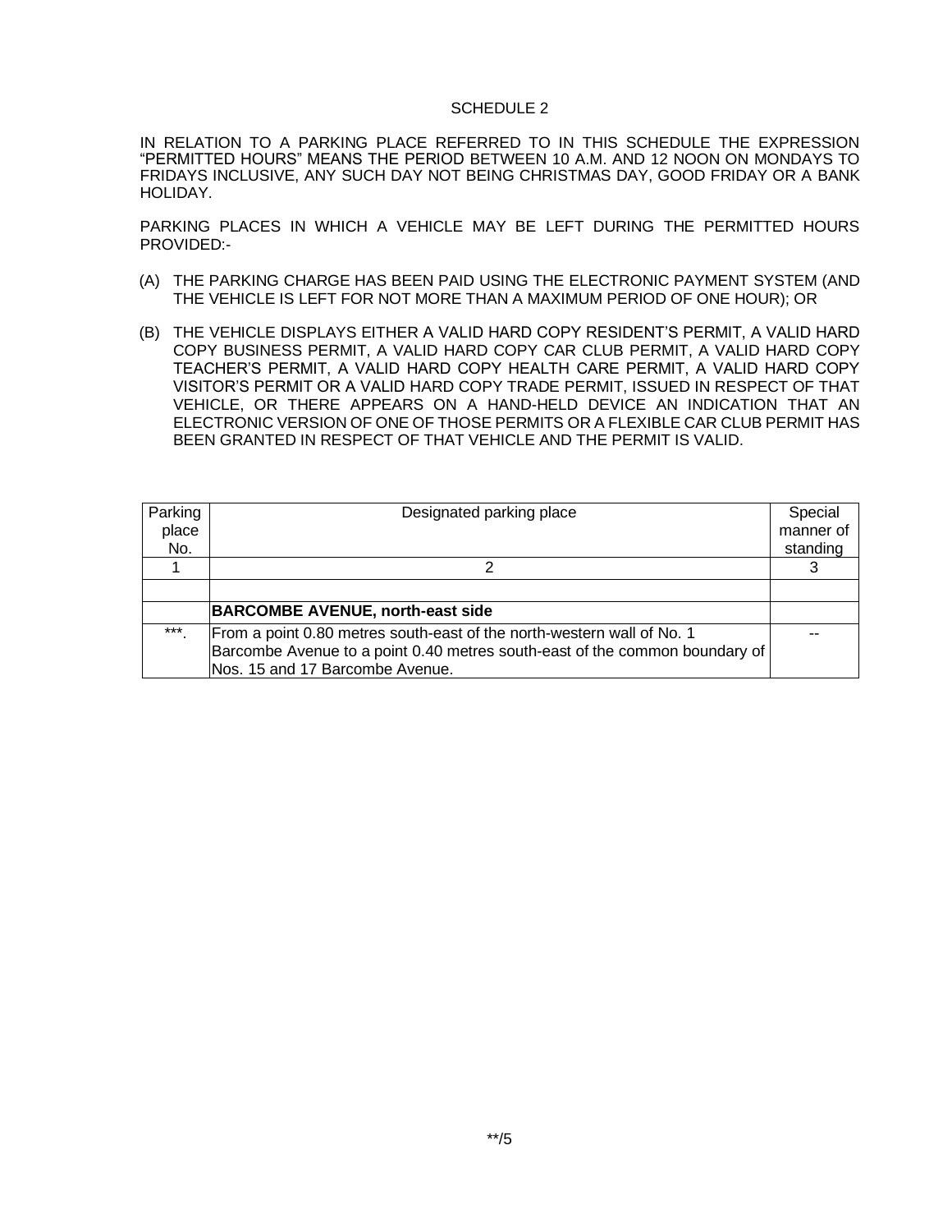SCHEDULE 2

IN RELATION TO A PARKING PLACE REFERRED TO IN THIS SCHEDULE THE EXPRESSION "PERMITTED HOURS" MEANS THE PERIOD BETWEEN 10 A.M. AND 12 NOON ON MONDAYS TO FRIDAYS INCLUSIVE, ANY SUCH DAY NOT BEING CHRISTMAS DAY, GOOD FRIDAY OR A BANK HOLIDAY.

PARKING PLACES IN WHICH A VEHICLE MAY BE LEFT DURING THE PERMITTED HOURS PROVIDED:-

(A) THE PARKING CHARGE HAS BEEN PAID USING THE ELECTRONIC PAYMENT SYSTEM (AND THE VEHICLE IS LEFT FOR NOT MORE THAN A MAXIMUM PERIOD OF ONE HOUR); OR

(B) THE VEHICLE DISPLAYS EITHER A VALID HARD COPY RESIDENT'S PERMIT, A VALID HARD COPY BUSINESS PERMIT, A VALID HARD COPY CAR CLUB PERMIT, A VALID HARD COPY TEACHER'S PERMIT, A VALID HARD COPY HEALTH CARE PERMIT, A VALID HARD COPY VISITOR'S PERMIT OR A VALID HARD COPY TRADE PERMIT, ISSUED IN RESPECT OF THAT VEHICLE, OR THERE APPEARS ON A HAND-HELD DEVICE AN INDICATION THAT AN ELECTRONIC VERSION OF ONE OF THOSE PERMITS OR A FLEXIBLE CAR CLUB PERMIT HAS BEEN GRANTED IN RESPECT OF THAT VEHICLE AND THE PERMIT IS VALID.

| Parking place No. | Designated parking place | Special manner of standing |
|---|---|---|
| 1 | 2 | 3 |
| | | |
| | **BARCOMBE AVENUE, north-east side** | |
| ***. | From a point 0.80 metres south-east of the north-western wall of No. 1 Barcombe Avenue to a point 0.40 metres south-east of the common boundary of Nos. 15 and 17 Barcombe Avenue. | -- |